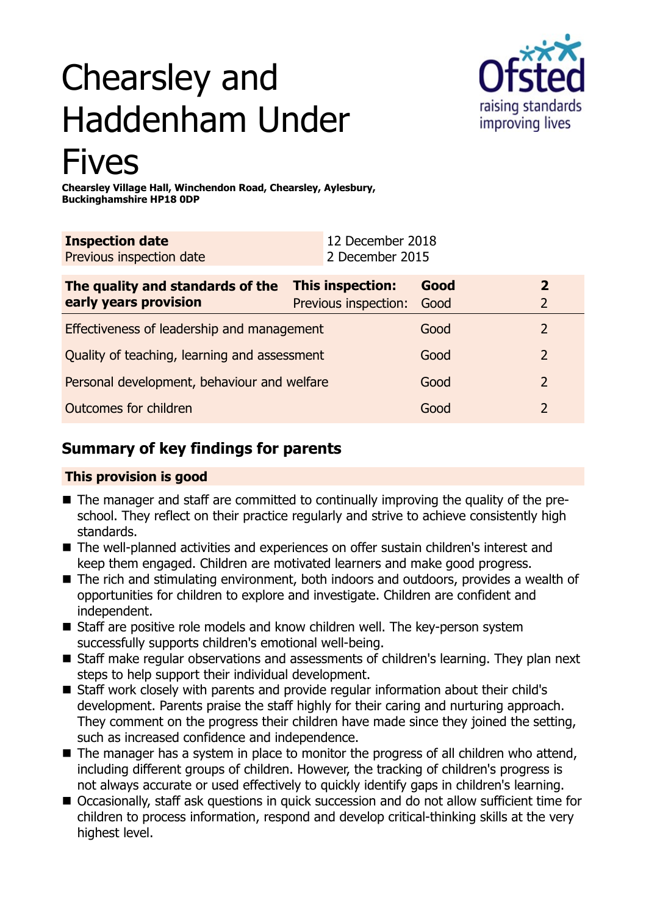# Chearsley and Haddenham Under Fives

**Chearsley Village Hall, Winchendon Road, Chearsley, Aylesbury, Buckinghamshire HP18 0DP**

| **Inspection date** | 12 December 2018 |
|---|---|
| Previous inspection date | 2 December 2015 |

| **The quality and standards of the early years provision** | **This inspection:** | **Good** | **2** |
|---|---|---|---|
| | Previous inspection: | Good | 2 |
| Effectiveness of leadership and management | | Good | 2 |
| Quality of teaching, learning and assessment | | Good | 2 |
| Personal development, behaviour and welfare | | Good | 2 |
| Outcomes for children | | Good | 2 |

## Summary of key findings for parents

**This provision is good**

- The manager and staff are committed to continually improving the quality of the pre-school. They reflect on their practice regularly and strive to achieve consistently high standards.
- The well-planned activities and experiences on offer sustain children's interest and keep them engaged. Children are motivated learners and make good progress.
- The rich and stimulating environment, both indoors and outdoors, provides a wealth of opportunities for children to explore and investigate. Children are confident and independent.
- Staff are positive role models and know children well. The key-person system successfully supports children's emotional well-being.
- Staff make regular observations and assessments of children's learning. They plan next steps to help support their individual development.
- Staff work closely with parents and provide regular information about their child's development. Parents praise the staff highly for their caring and nurturing approach. They comment on the progress their children have made since they joined the setting, such as increased confidence and independence.
- The manager has a system in place to monitor the progress of all children who attend, including different groups of children. However, the tracking of children's progress is not always accurate or used effectively to quickly identify gaps in children's learning.
- Occasionally, staff ask questions in quick succession and do not allow sufficient time for children to process information, respond and develop critical-thinking skills at the very highest level.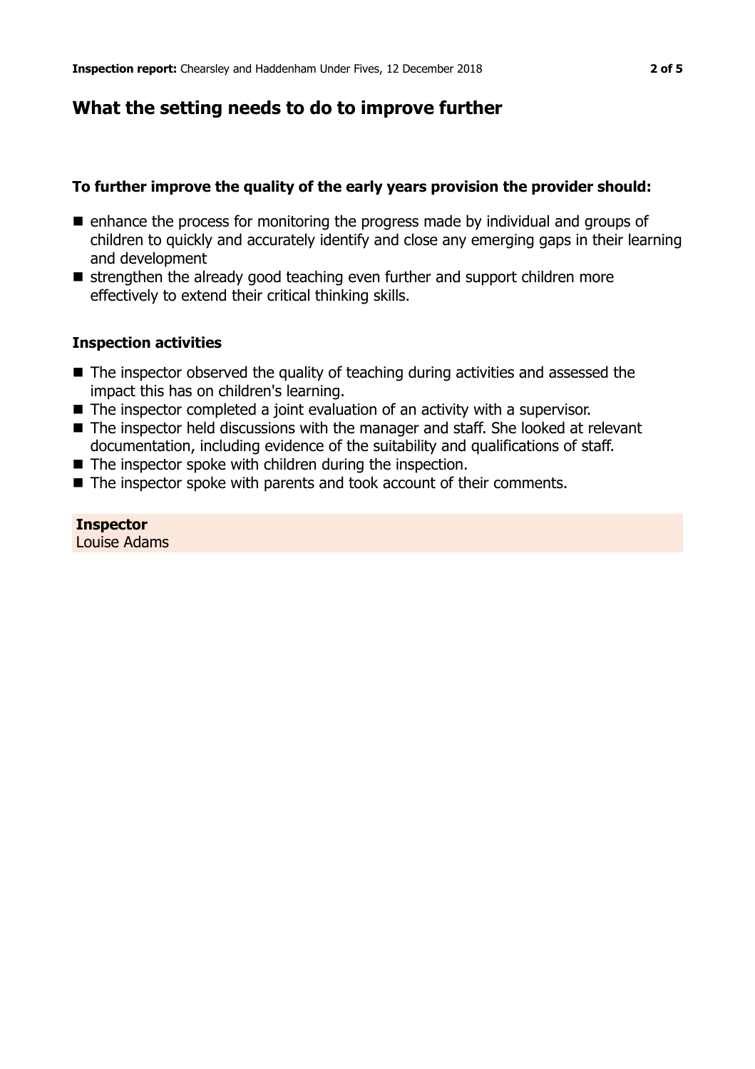## What the setting needs to do to improve further

### To further improve the quality of the early years provision the provider should:

- enhance the process for monitoring the progress made by individual and groups of children to quickly and accurately identify and close any emerging gaps in their learning and development
- strengthen the already good teaching even further and support children more effectively to extend their critical thinking skills.

### Inspection activities

- The inspector observed the quality of teaching during activities and assessed the impact this has on children's learning.
- The inspector completed a joint evaluation of an activity with a supervisor.
- The inspector held discussions with the manager and staff. She looked at relevant documentation, including evidence of the suitability and qualifications of staff.
- The inspector spoke with children during the inspection.
- The inspector spoke with parents and took account of their comments.

**Inspector**
Louise Adams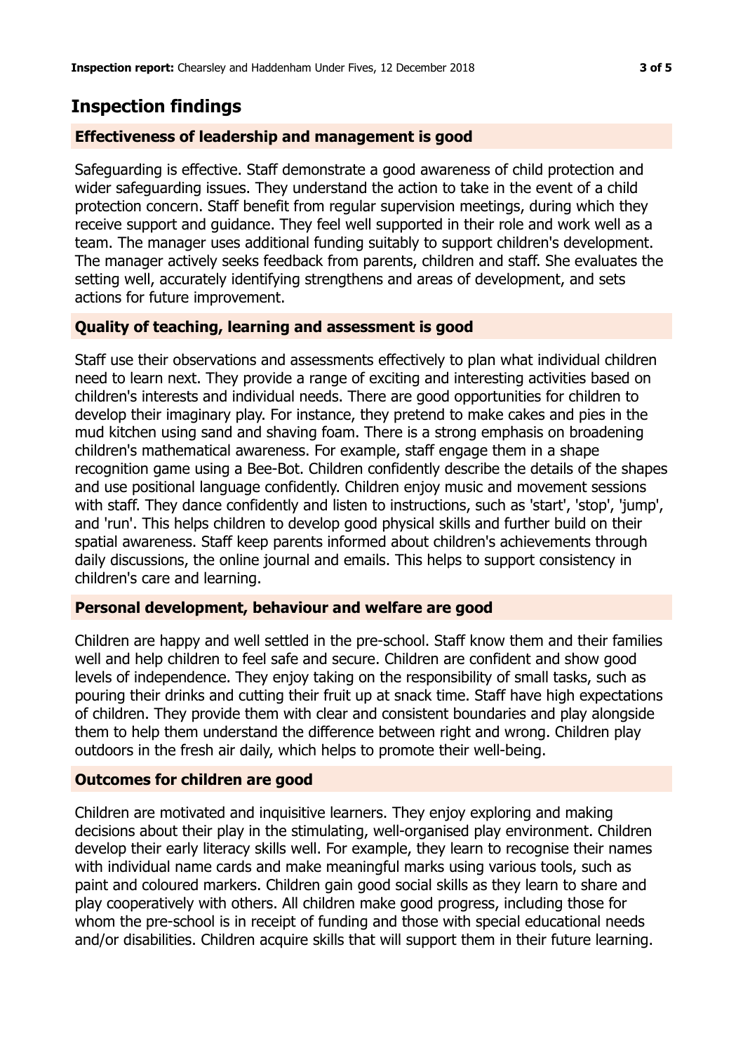## Inspection findings

### Effectiveness of leadership and management is good

Safeguarding is effective. Staff demonstrate a good awareness of child protection and wider safeguarding issues. They understand the action to take in the event of a child protection concern. Staff benefit from regular supervision meetings, during which they receive support and guidance. They feel well supported in their role and work well as a team. The manager uses additional funding suitably to support children's development. The manager actively seeks feedback from parents, children and staff. She evaluates the setting well, accurately identifying strengthens and areas of development, and sets actions for future improvement.

### Quality of teaching, learning and assessment is good

Staff use their observations and assessments effectively to plan what individual children need to learn next. They provide a range of exciting and interesting activities based on children's interests and individual needs. There are good opportunities for children to develop their imaginary play. For instance, they pretend to make cakes and pies in the mud kitchen using sand and shaving foam. There is a strong emphasis on broadening children's mathematical awareness. For example, staff engage them in a shape recognition game using a Bee-Bot. Children confidently describe the details of the shapes and use positional language confidently. Children enjoy music and movement sessions with staff. They dance confidently and listen to instructions, such as 'start', 'stop', 'jump', and 'run'. This helps children to develop good physical skills and further build on their spatial awareness. Staff keep parents informed about children's achievements through daily discussions, the online journal and emails. This helps to support consistency in children's care and learning.

### Personal development, behaviour and welfare are good

Children are happy and well settled in the pre-school. Staff know them and their families well and help children to feel safe and secure. Children are confident and show good levels of independence. They enjoy taking on the responsibility of small tasks, such as pouring their drinks and cutting their fruit up at snack time. Staff have high expectations of children. They provide them with clear and consistent boundaries and play alongside them to help them understand the difference between right and wrong. Children play outdoors in the fresh air daily, which helps to promote their well-being.

### Outcomes for children are good

Children are motivated and inquisitive learners. They enjoy exploring and making decisions about their play in the stimulating, well-organised play environment. Children develop their early literacy skills well. For example, they learn to recognise their names with individual name cards and make meaningful marks using various tools, such as paint and coloured markers. Children gain good social skills as they learn to share and play cooperatively with others. All children make good progress, including those for whom the pre-school is in receipt of funding and those with special educational needs and/or disabilities. Children acquire skills that will support them in their future learning.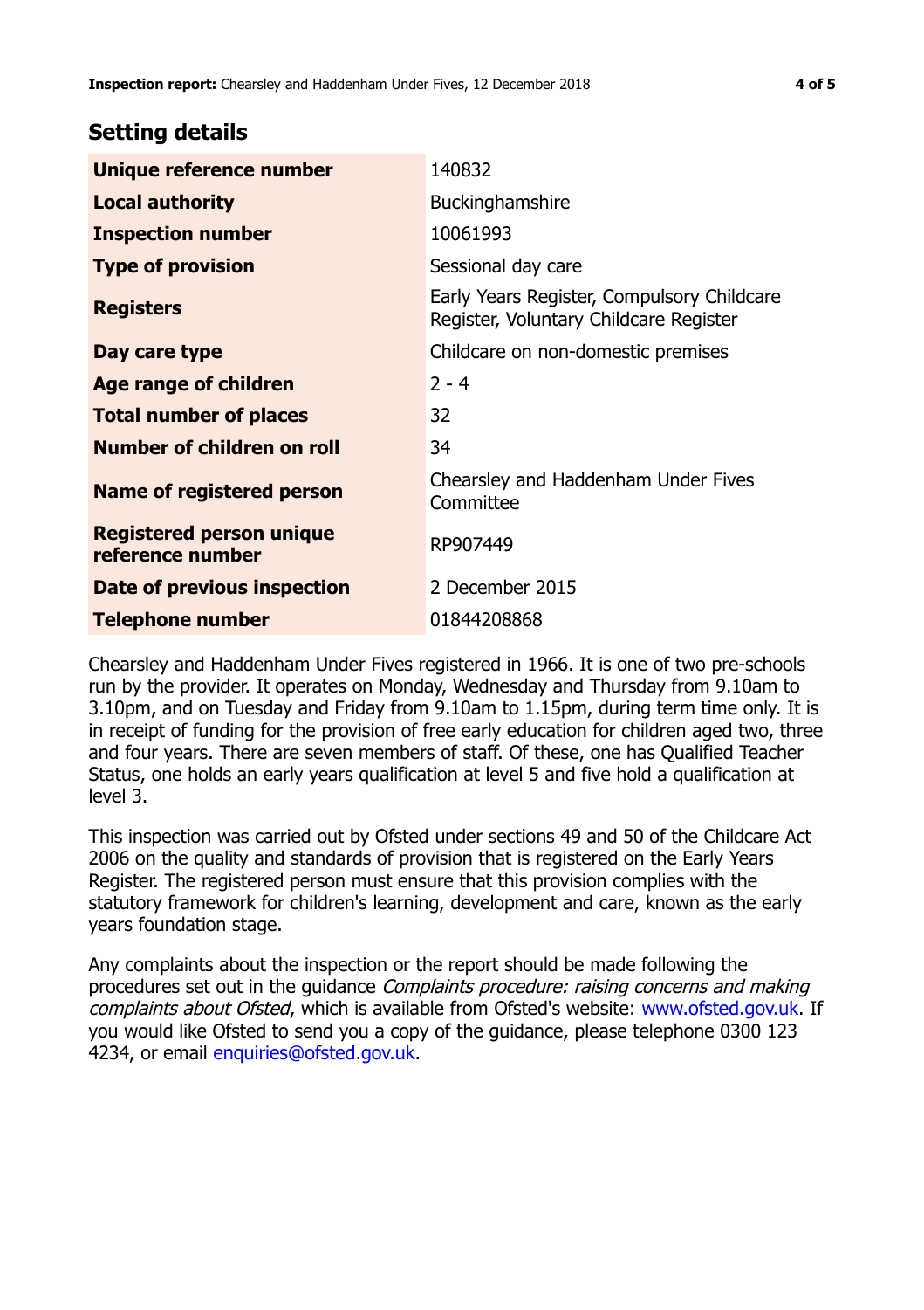## Setting details

| | |
|---|---|
| **Unique reference number** | 140832 |
| **Local authority** | Buckinghamshire |
| **Inspection number** | 10061993 |
| **Type of provision** | Sessional day care |
| **Registers** | Early Years Register, Compulsory Childcare Register, Voluntary Childcare Register |
| **Day care type** | Childcare on non-domestic premises |
| **Age range of children** | 2 - 4 |
| **Total number of places** | 32 |
| **Number of children on roll** | 34 |
| **Name of registered person** | Chearsley and Haddenham Under Fives Committee |
| **Registered person unique reference number** | RP907449 |
| **Date of previous inspection** | 2 December 2015 |
| **Telephone number** | 01844208868 |

Chearsley and Haddenham Under Fives registered in 1966. It is one of two pre-schools run by the provider. It operates on Monday, Wednesday and Thursday from 9.10am to 3.10pm, and on Tuesday and Friday from 9.10am to 1.15pm, during term time only. It is in receipt of funding for the provision of free early education for children aged two, three and four years. There are seven members of staff. Of these, one has Qualified Teacher Status, one holds an early years qualification at level 5 and five hold a qualification at level 3.

This inspection was carried out by Ofsted under sections 49 and 50 of the Childcare Act 2006 on the quality and standards of provision that is registered on the Early Years Register. The registered person must ensure that this provision complies with the statutory framework for children's learning, development and care, known as the early years foundation stage.

Any complaints about the inspection or the report should be made following the procedures set out in the guidance *Complaints procedure: raising concerns and making complaints about Ofsted*, which is available from Ofsted's website: www.ofsted.gov.uk. If you would like Ofsted to send you a copy of the guidance, please telephone 0300 123 4234, or email enquiries@ofsted.gov.uk.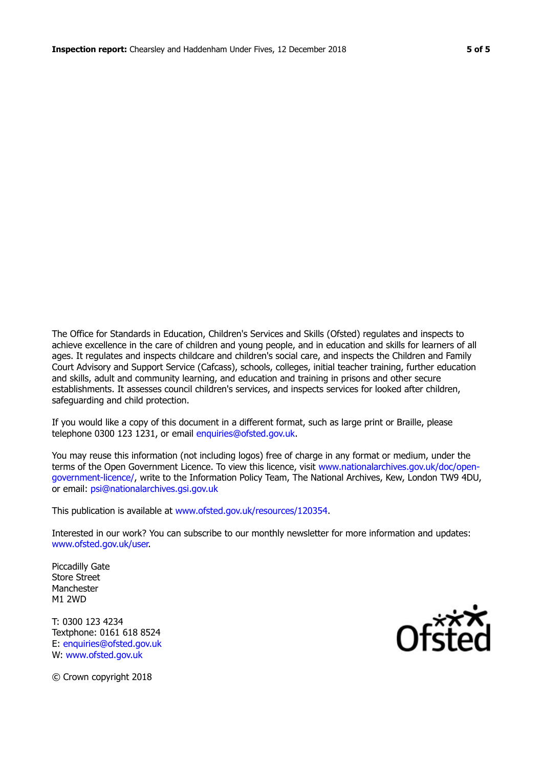The Office for Standards in Education, Children's Services and Skills (Ofsted) regulates and inspects to achieve excellence in the care of children and young people, and in education and skills for learners of all ages. It regulates and inspects childcare and children's social care, and inspects the Children and Family Court Advisory and Support Service (Cafcass), schools, colleges, initial teacher training, further education and skills, adult and community learning, and education and training in prisons and other secure establishments. It assesses council children's services, and inspects services for looked after children, safeguarding and child protection.

If you would like a copy of this document in a different format, such as large print or Braille, please telephone 0300 123 1231, or email enquiries@ofsted.gov.uk.

You may reuse this information (not including logos) free of charge in any format or medium, under the terms of the Open Government Licence. To view this licence, visit www.nationalarchives.gov.uk/doc/open-government-licence/, write to the Information Policy Team, The National Archives, Kew, London TW9 4DU, or email: psi@nationalarchives.gsi.gov.uk

This publication is available at www.ofsted.gov.uk/resources/120354.

Interested in our work? You can subscribe to our monthly newsletter for more information and updates: www.ofsted.gov.uk/user.

Piccadilly Gate
Store Street
Manchester
M1 2WD

T: 0300 123 4234
Textphone: 0161 618 8524
E: enquiries@ofsted.gov.uk
W: www.ofsted.gov.uk

© Crown copyright 2018